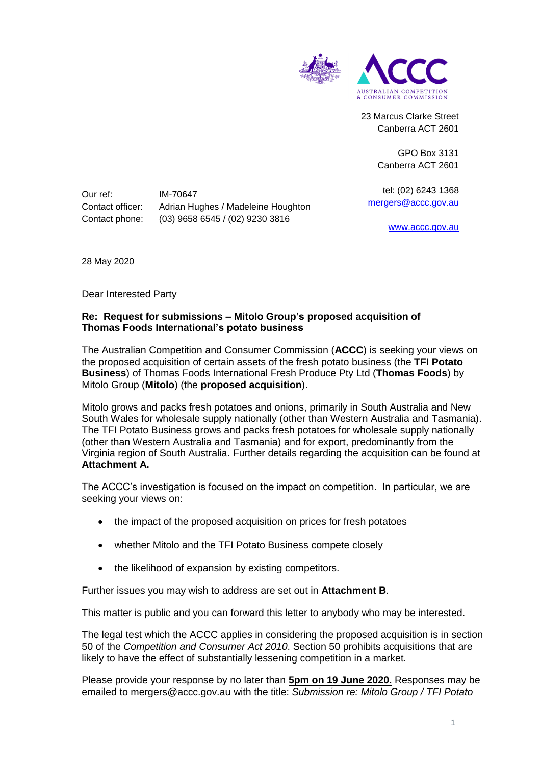23 Marcus Clarke Street
Canberra ACT 2601

GPO Box 3131
Canberra ACT 2601

tel: (02) 6243 1368
mergers@accc.gov.au

www.accc.gov.au

Our ref: IM-70647
Contact officer: Adrian Hughes / Madeleine Houghton
Contact phone: (03) 9658 6545 / (02) 9230 3816

28 May 2020

Dear Interested Party

**Re: Request for submissions – Mitolo Group's proposed acquisition of Thomas Foods International's potato business**

The Australian Competition and Consumer Commission (**ACCC**) is seeking your views on the proposed acquisition of certain assets of the fresh potato business (the **TFI Potato Business**) of Thomas Foods International Fresh Produce Pty Ltd (**Thomas Foods**) by Mitolo Group (**Mitolo**) (the **proposed acquisition**).

Mitolo grows and packs fresh potatoes and onions, primarily in South Australia and New South Wales for wholesale supply nationally (other than Western Australia and Tasmania). The TFI Potato Business grows and packs fresh potatoes for wholesale supply nationally (other than Western Australia and Tasmania) and for export, predominantly from the Virginia region of South Australia. Further details regarding the acquisition can be found at **Attachment A.**

The ACCC's investigation is focused on the impact on competition. In particular, we are seeking your views on:

- the impact of the proposed acquisition on prices for fresh potatoes
- whether Mitolo and the TFI Potato Business compete closely
- the likelihood of expansion by existing competitors.

Further issues you may wish to address are set out in **Attachment B**.

This matter is public and you can forward this letter to anybody who may be interested.

The legal test which the ACCC applies in considering the proposed acquisition is in section 50 of the *Competition and Consumer Act 2010*. Section 50 prohibits acquisitions that are likely to have the effect of substantially lessening competition in a market.

Please provide your response by no later than **5pm on 19 June 2020.** Responses may be emailed to mergers@accc.gov.au with the title: *Submission re: Mitolo Group / TFI Potato*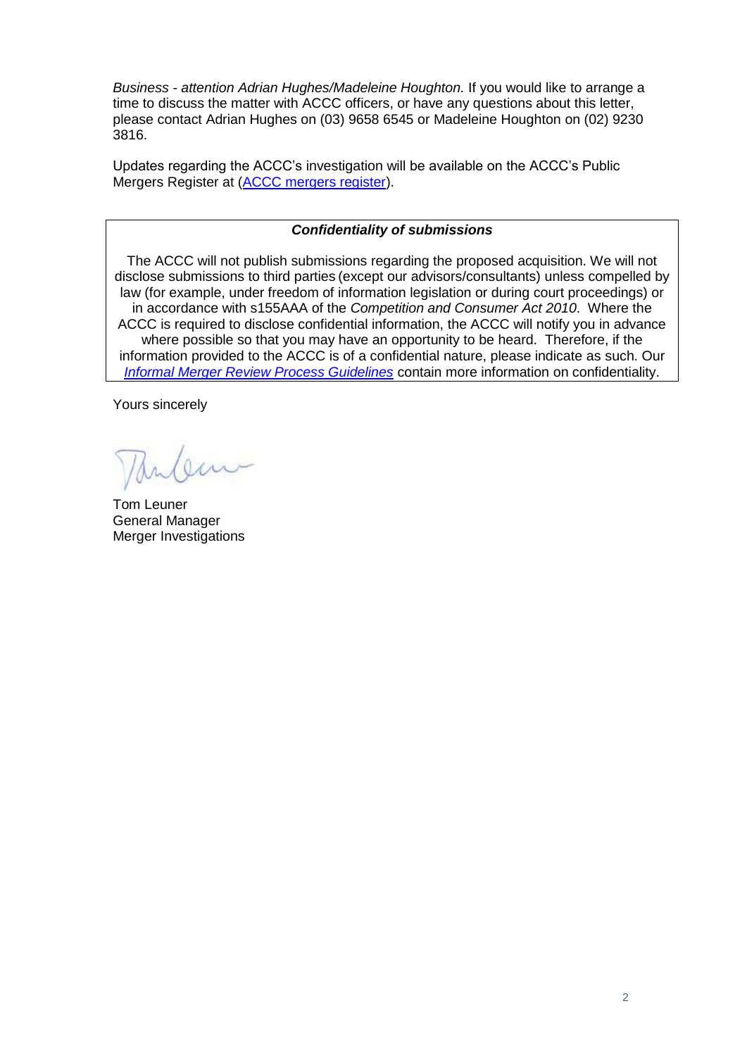*Business - attention Adrian Hughes/Madeleine Houghton.* If you would like to arrange a time to discuss the matter with ACCC officers, or have any questions about this letter, please contact Adrian Hughes on (03) 9658 6545 or Madeleine Houghton on (02) 9230 3816.

Updates regarding the ACCC's investigation will be available on the ACCC's Public Mergers Register at (ACCC mergers register).

***Confidentiality of submissions***

The ACCC will not publish submissions regarding the proposed acquisition. We will not disclose submissions to third parties (except our advisors/consultants) unless compelled by law (for example, under freedom of information legislation or during court proceedings) or in accordance with s155AAA of the *Competition and Consumer Act 2010*. Where the ACCC is required to disclose confidential information, the ACCC will notify you in advance where possible so that you may have an opportunity to be heard. Therefore, if the information provided to the ACCC is of a confidential nature, please indicate as such. Our *Informal Merger Review Process Guidelines* contain more information on confidentiality.

Yours sincerely

Tom Leuner
General Manager
Merger Investigations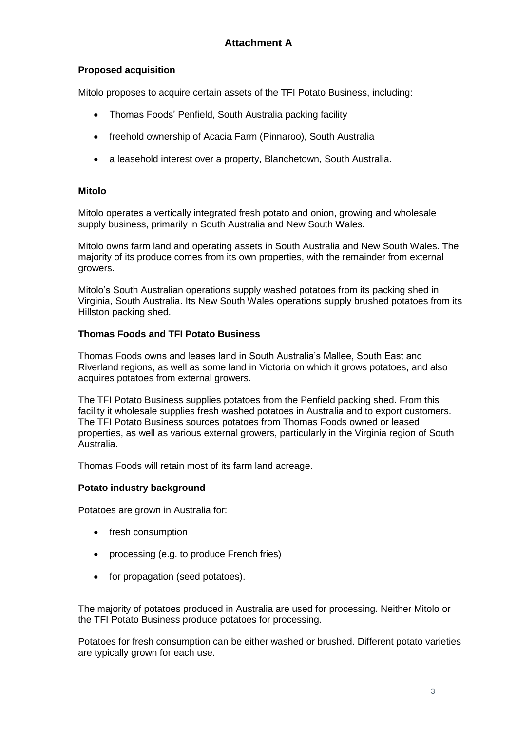# Attachment A

### Proposed acquisition

Mitolo proposes to acquire certain assets of the TFI Potato Business, including:

- Thomas Foods' Penfield, South Australia packing facility
- freehold ownership of Acacia Farm (Pinnaroo), South Australia
- a leasehold interest over a property, Blanchetown, South Australia.

### Mitolo

Mitolo operates a vertically integrated fresh potato and onion, growing and wholesale supply business, primarily in South Australia and New South Wales.

Mitolo owns farm land and operating assets in South Australia and New South Wales. The majority of its produce comes from its own properties, with the remainder from external growers.

Mitolo's South Australian operations supply washed potatoes from its packing shed in Virginia, South Australia. Its New South Wales operations supply brushed potatoes from its Hillston packing shed.

### Thomas Foods and TFI Potato Business

Thomas Foods owns and leases land in South Australia's Mallee, South East and Riverland regions, as well as some land in Victoria on which it grows potatoes, and also acquires potatoes from external growers.

The TFI Potato Business supplies potatoes from the Penfield packing shed. From this facility it wholesale supplies fresh washed potatoes in Australia and to export customers. The TFI Potato Business sources potatoes from Thomas Foods owned or leased properties, as well as various external growers, particularly in the Virginia region of South Australia.

Thomas Foods will retain most of its farm land acreage.

### Potato industry background

Potatoes are grown in Australia for:

- fresh consumption
- processing (e.g. to produce French fries)
- for propagation (seed potatoes).

The majority of potatoes produced in Australia are used for processing. Neither Mitolo or the TFI Potato Business produce potatoes for processing.

Potatoes for fresh consumption can be either washed or brushed. Different potato varieties are typically grown for each use.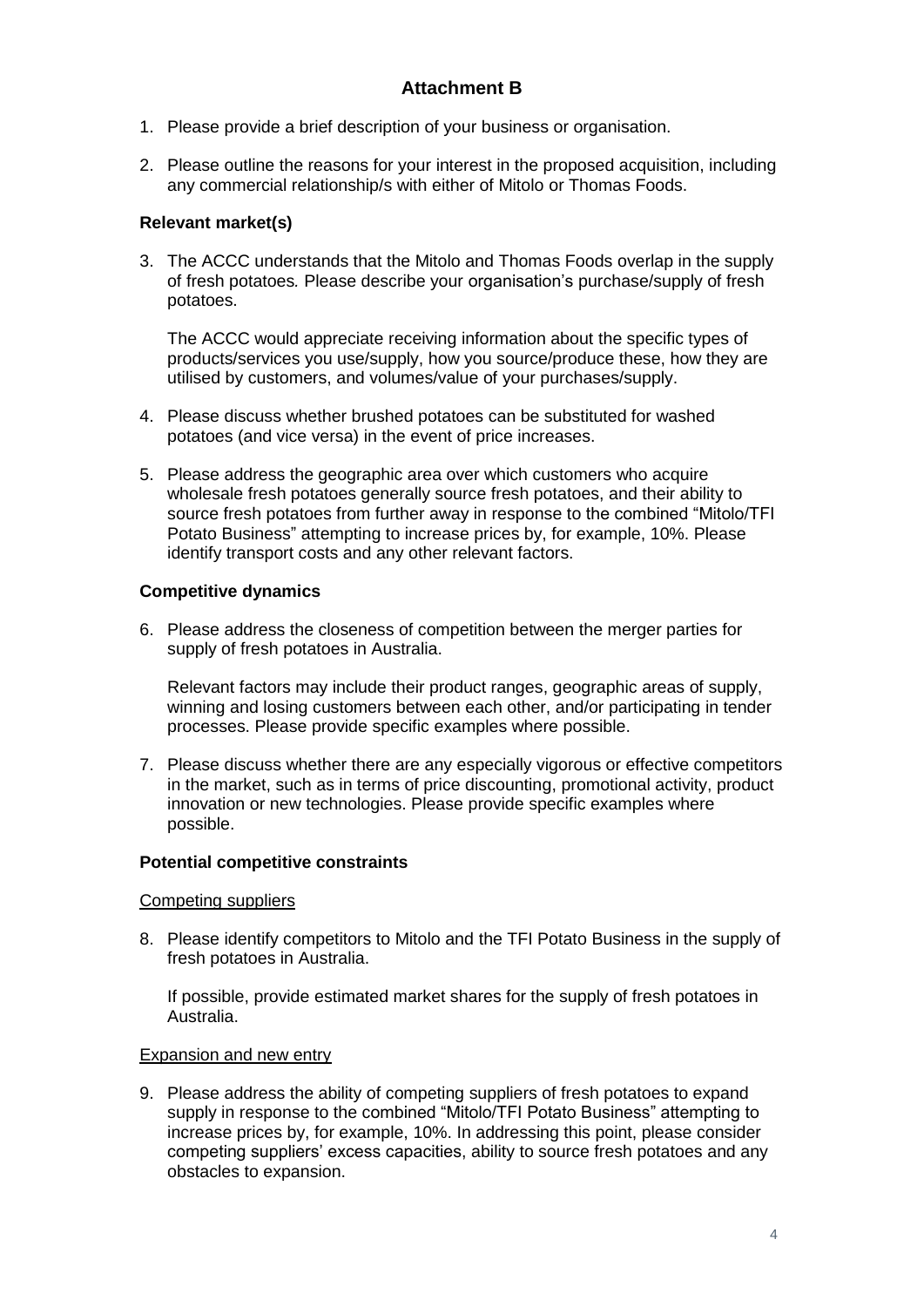# Attachment B

1. Please provide a brief description of your business or organisation.

2. Please outline the reasons for your interest in the proposed acquisition, including any commercial relationship/s with either of Mitolo or Thomas Foods.

### Relevant market(s)

3. The ACCC understands that the Mitolo and Thomas Foods overlap in the supply of fresh potatoes. Please describe your organisation's purchase/supply of fresh potatoes.

   The ACCC would appreciate receiving information about the specific types of products/services you use/supply, how you source/produce these, how they are utilised by customers, and volumes/value of your purchases/supply.

4. Please discuss whether brushed potatoes can be substituted for washed potatoes (and vice versa) in the event of price increases.

5. Please address the geographic area over which customers who acquire wholesale fresh potatoes generally source fresh potatoes, and their ability to source fresh potatoes from further away in response to the combined "Mitolo/TFI Potato Business" attempting to increase prices by, for example, 10%. Please identify transport costs and any other relevant factors.

### Competitive dynamics

6. Please address the closeness of competition between the merger parties for supply of fresh potatoes in Australia.

   Relevant factors may include their product ranges, geographic areas of supply, winning and losing customers between each other, and/or participating in tender processes. Please provide specific examples where possible.

7. Please discuss whether there are any especially vigorous or effective competitors in the market, such as in terms of price discounting, promotional activity, product innovation or new technologies. Please provide specific examples where possible.

### Potential competitive constraints

Competing suppliers

8. Please identify competitors to Mitolo and the TFI Potato Business in the supply of fresh potatoes in Australia.

   If possible, provide estimated market shares for the supply of fresh potatoes in Australia.

Expansion and new entry

9. Please address the ability of competing suppliers of fresh potatoes to expand supply in response to the combined "Mitolo/TFI Potato Business" attempting to increase prices by, for example, 10%. In addressing this point, please consider competing suppliers' excess capacities, ability to source fresh potatoes and any obstacles to expansion.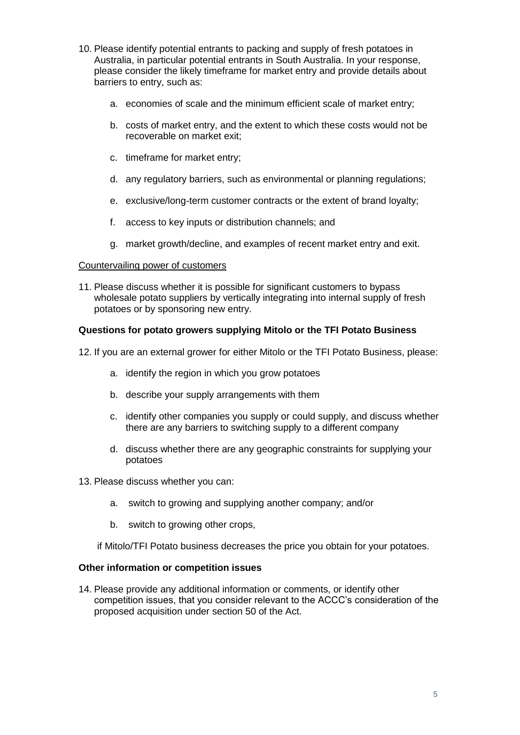10. Please identify potential entrants to packing and supply of fresh potatoes in Australia, in particular potential entrants in South Australia. In your response, please consider the likely timeframe for market entry and provide details about barriers to entry, such as:

    a. economies of scale and the minimum efficient scale of market entry;

    b. costs of market entry, and the extent to which these costs would not be recoverable on market exit;

    c. timeframe for market entry;

    d. any regulatory barriers, such as environmental or planning regulations;

    e. exclusive/long-term customer contracts or the extent of brand loyalty;

    f. access to key inputs or distribution channels; and

    g. market growth/decline, and examples of recent market entry and exit.

<u>Countervailing power of customers</u>

11. Please discuss whether it is possible for significant customers to bypass wholesale potato suppliers by vertically integrating into internal supply of fresh potatoes or by sponsoring new entry.

**Questions for potato growers supplying Mitolo or the TFI Potato Business**

12. If you are an external grower for either Mitolo or the TFI Potato Business, please:

    a. identify the region in which you grow potatoes

    b. describe your supply arrangements with them

    c. identify other companies you supply or could supply, and discuss whether there are any barriers to switching supply to a different company

    d. discuss whether there are any geographic constraints for supplying your potatoes

13. Please discuss whether you can:

    a. switch to growing and supplying another company; and/or

    b. switch to growing other crops,

    if Mitolo/TFI Potato business decreases the price you obtain for your potatoes.

**Other information or competition issues**

14. Please provide any additional information or comments, or identify other competition issues, that you consider relevant to the ACCC's consideration of the proposed acquisition under section 50 of the Act.